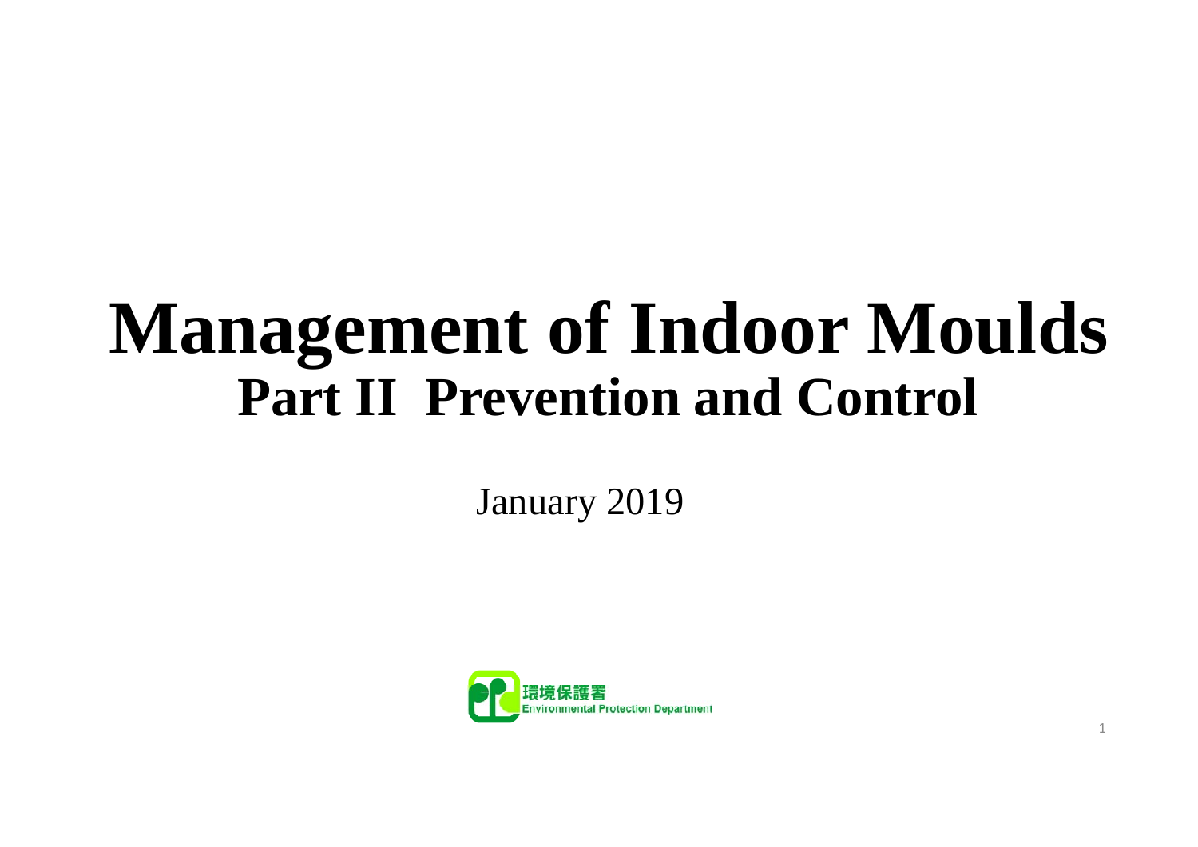# Management of Indoor Moulds

## Part II Prevention and Control

January 2019

環境保護署
Environmental Protection Department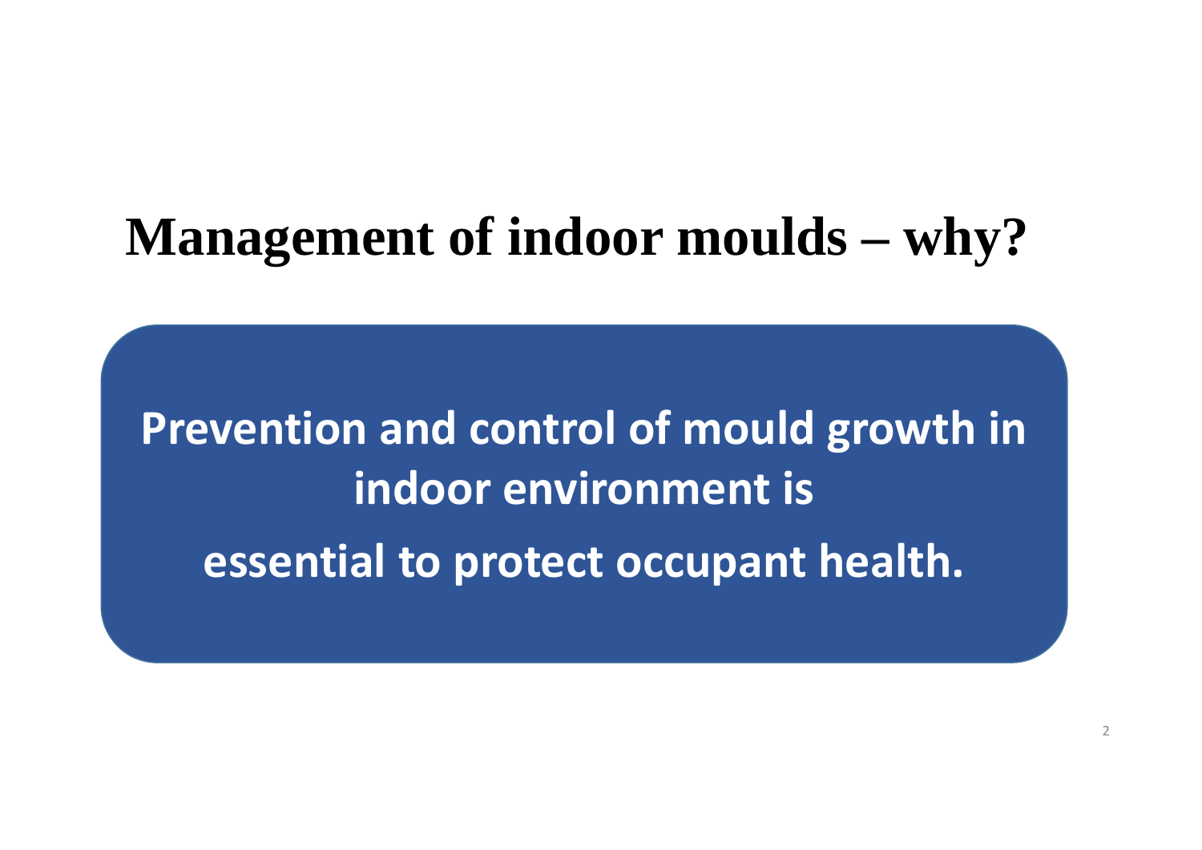# Management of indoor moulds – why?

**Prevention and control of mould growth in indoor environment is essential to protect occupant health.**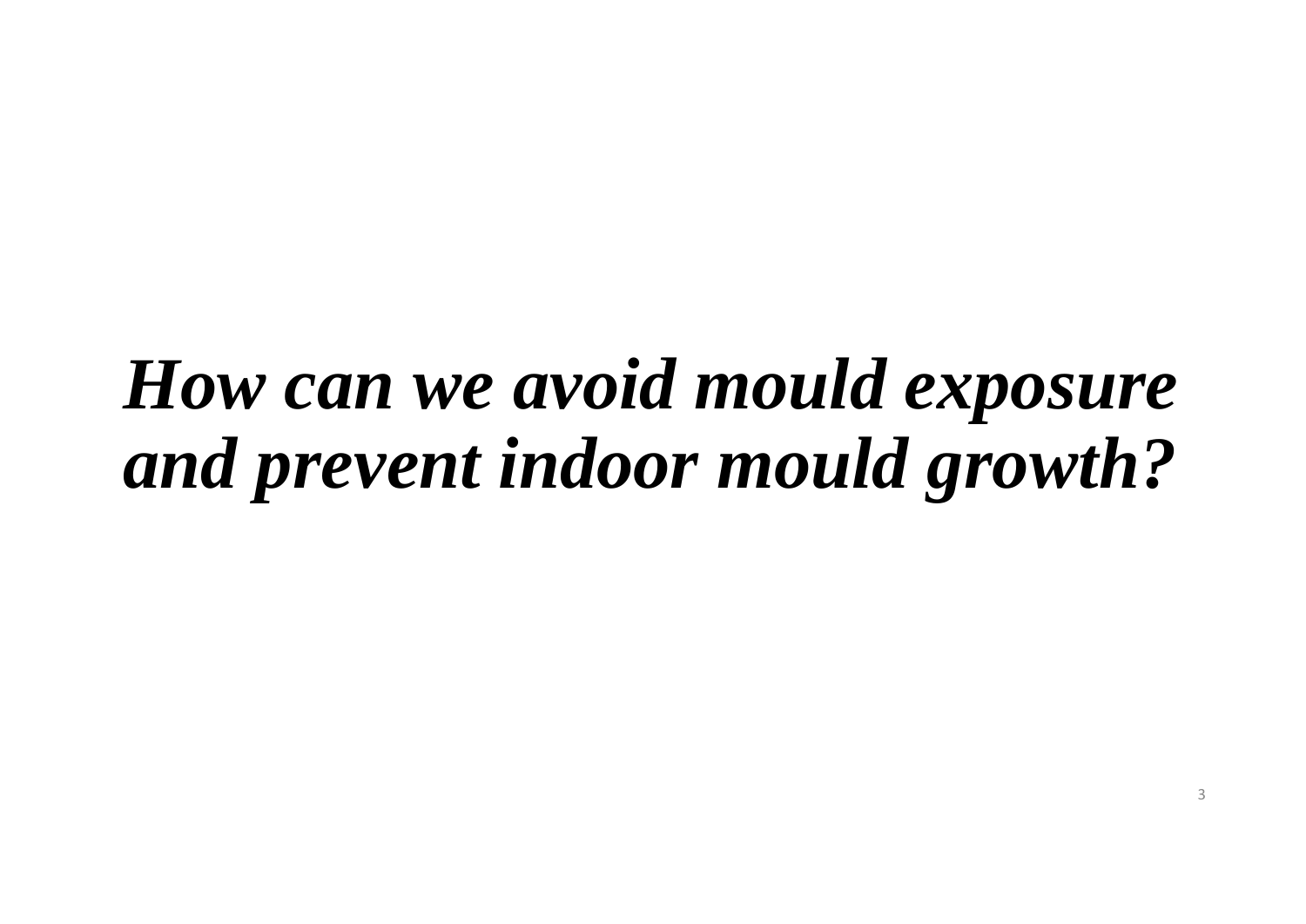# ***How can we avoid mould exposure and prevent indoor mould growth?***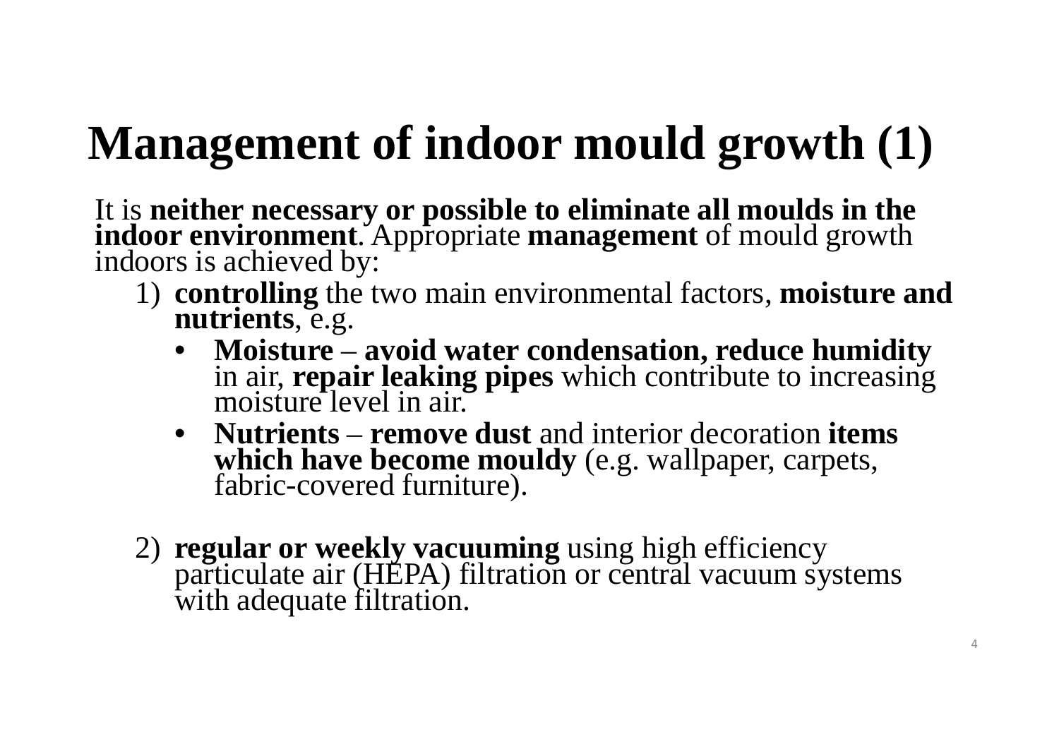# Management of indoor mould growth (1)

It is **neither necessary or possible to eliminate all moulds in the indoor environment**. Appropriate **management** of mould growth indoors is achieved by:

1) **controlling** the two main environmental factors, **moisture and nutrients**, e.g.
   - **Moisture** – **avoid water condensation, reduce humidity** in air, **repair leaking pipes** which contribute to increasing moisture level in air.
   - **Nutrients** – **remove dust** and interior decoration **items which have become mouldy** (e.g. wallpaper, carpets, fabric-covered furniture).

2) **regular or weekly vacuuming** using high efficiency particulate air (HEPA) filtration or central vacuum systems with adequate filtration.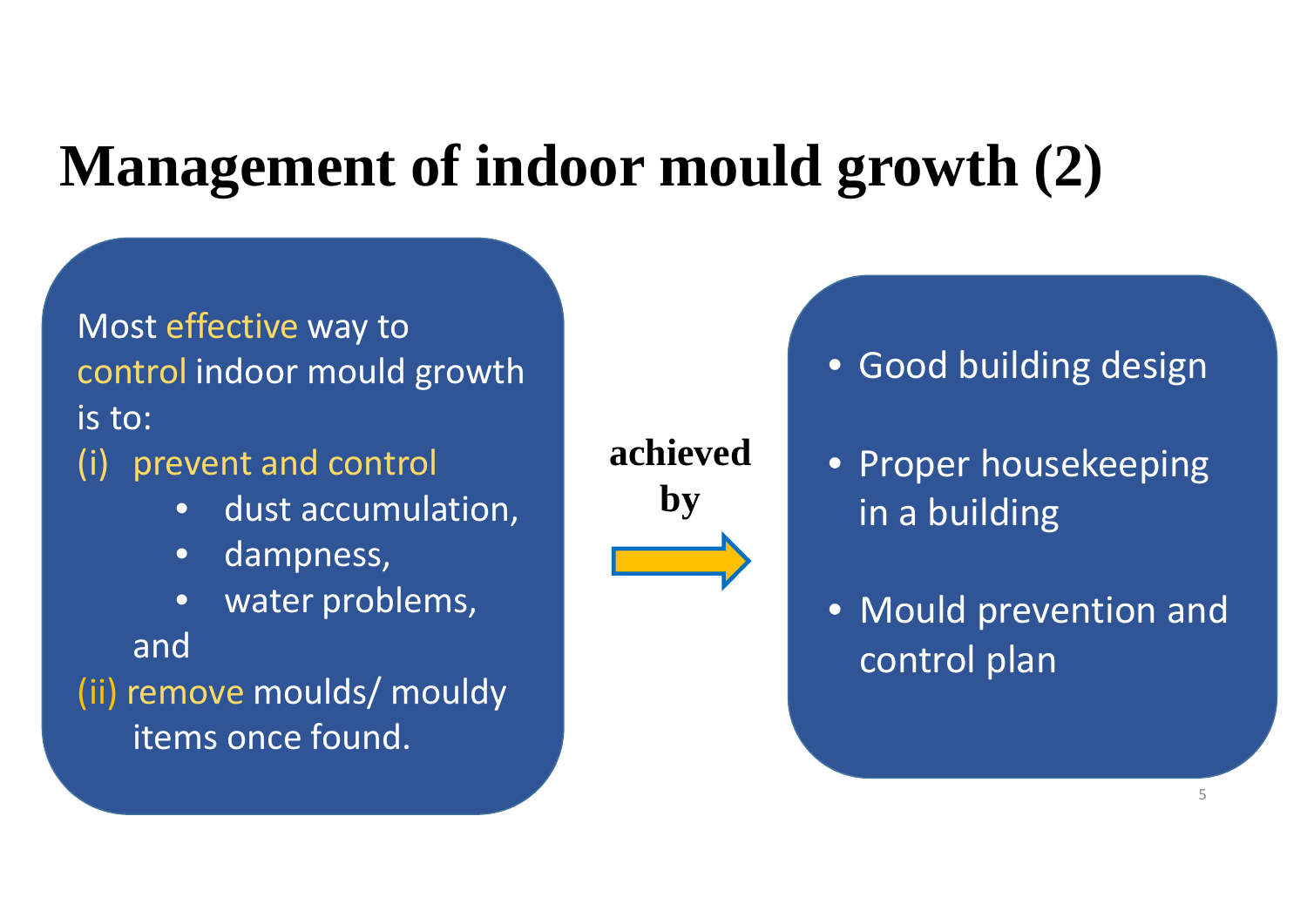# Management of indoor mould growth (2)

Most effective way to control indoor mould growth is to:

(i) prevent and control
   - dust accumulation,
   - dampness,
   - water problems,

   and

(ii) remove moulds/ mouldy items once found.

**achieved by**

- Good building design
- Proper housekeeping in a building
- Mould prevention and control plan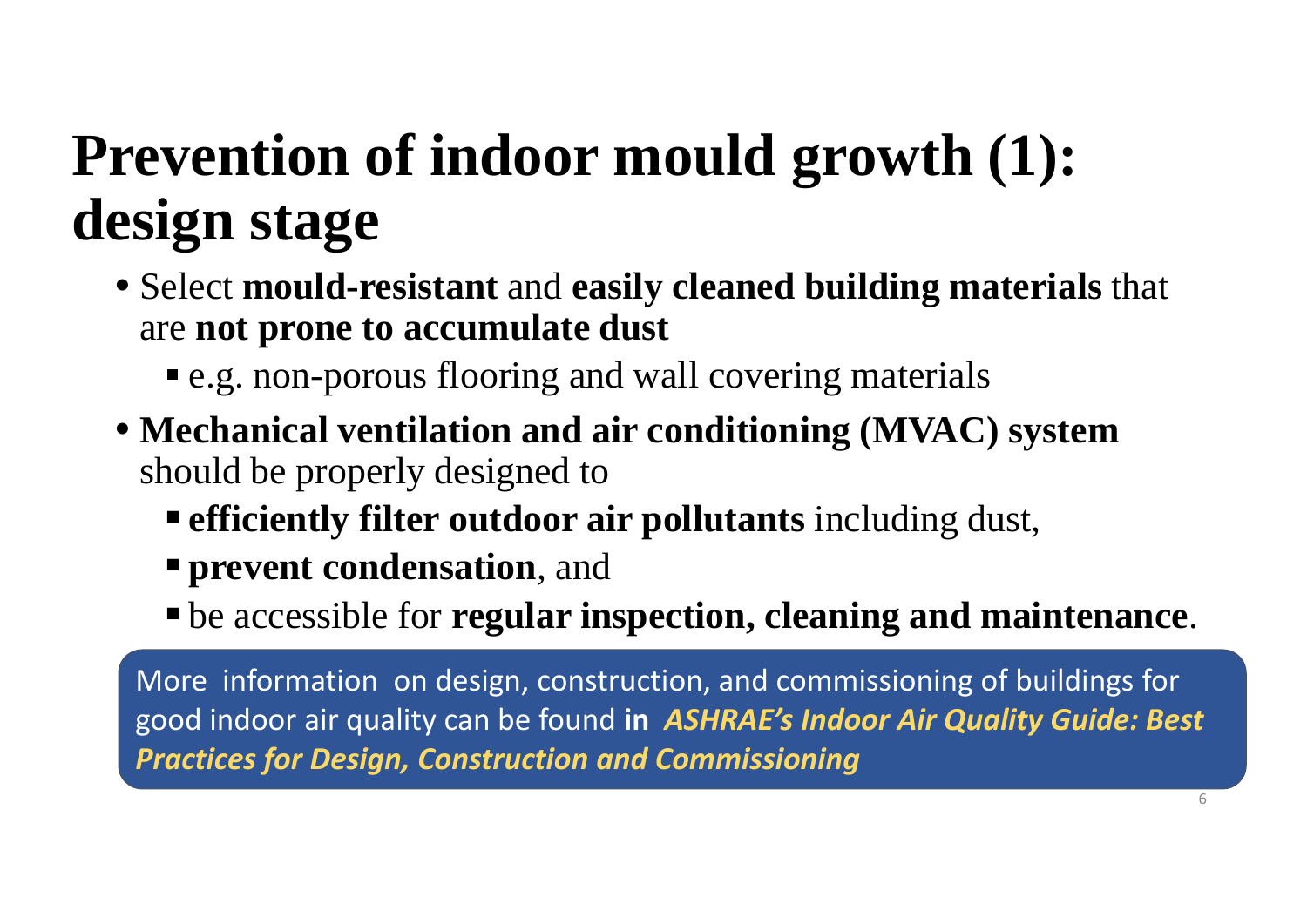# Prevention of indoor mould growth (1): design stage

- Select **mould-resistant** and **easily cleaned building materials** that are **not prone to accumulate dust**
  - e.g. non-porous flooring and wall covering materials
- **Mechanical ventilation and air conditioning (MVAC) system** should be properly designed to
  - **efficiently filter outdoor air pollutants** including dust,
  - **prevent condensation**, and
  - be accessible for **regular inspection, cleaning and maintenance**.

More information on design, construction, and commissioning of buildings for good indoor air quality can be found **in** ***ASHRAE's Indoor Air Quality Guide: Best Practices for Design, Construction and Commissioning***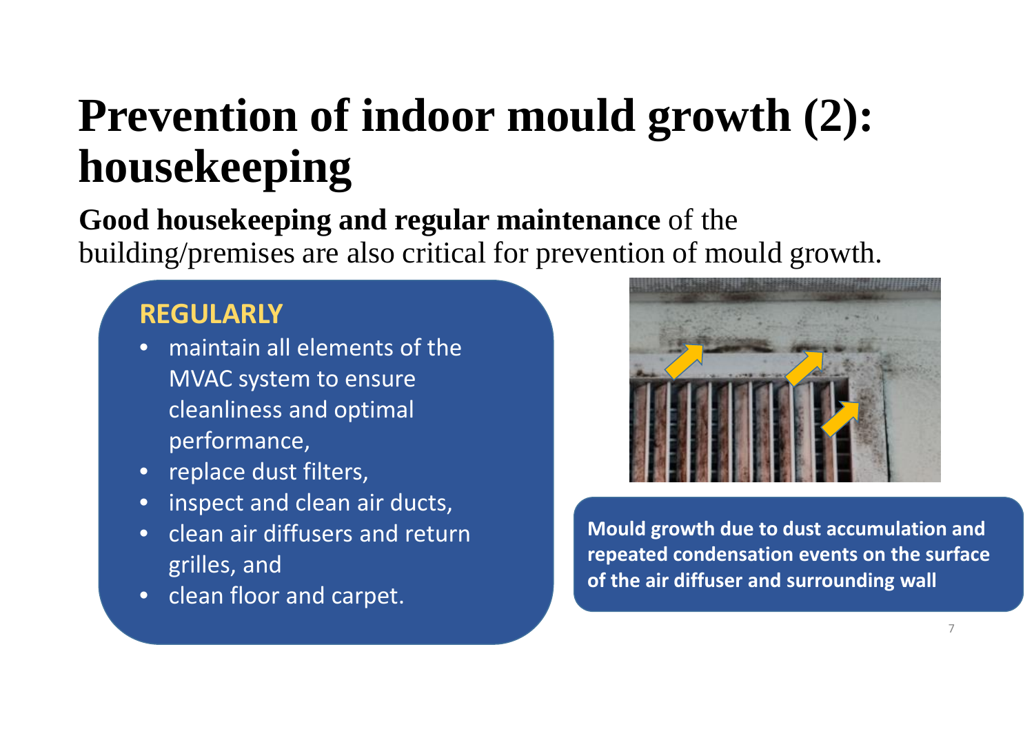# Prevention of indoor mould growth (2): housekeeping

**Good housekeeping and regular maintenance** of the building/premises are also critical for prevention of mould growth.

**REGULARLY**

- maintain all elements of the MVAC system to ensure cleanliness and optimal performance,
- replace dust filters,
- inspect and clean air ducts,
- clean air diffusers and return grilles, and
- clean floor and carpet.

**Mould growth due to dust accumulation and repeated condensation events on the surface of the air diffuser and surrounding wall**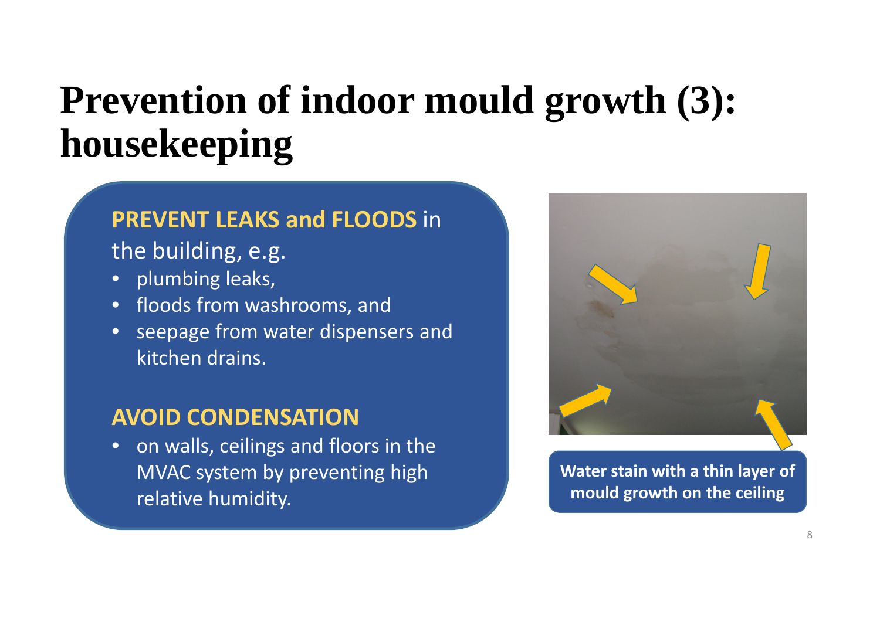# Prevention of indoor mould growth (3): housekeeping

**PREVENT LEAKS and FLOODS** in the building, e.g.

- plumbing leaks,
- floods from washrooms, and
- seepage from water dispensers and kitchen drains.

**AVOID CONDENSATION**

- on walls, ceilings and floors in the MVAC system by preventing high relative humidity.

**Water stain with a thin layer of mould growth on the ceiling**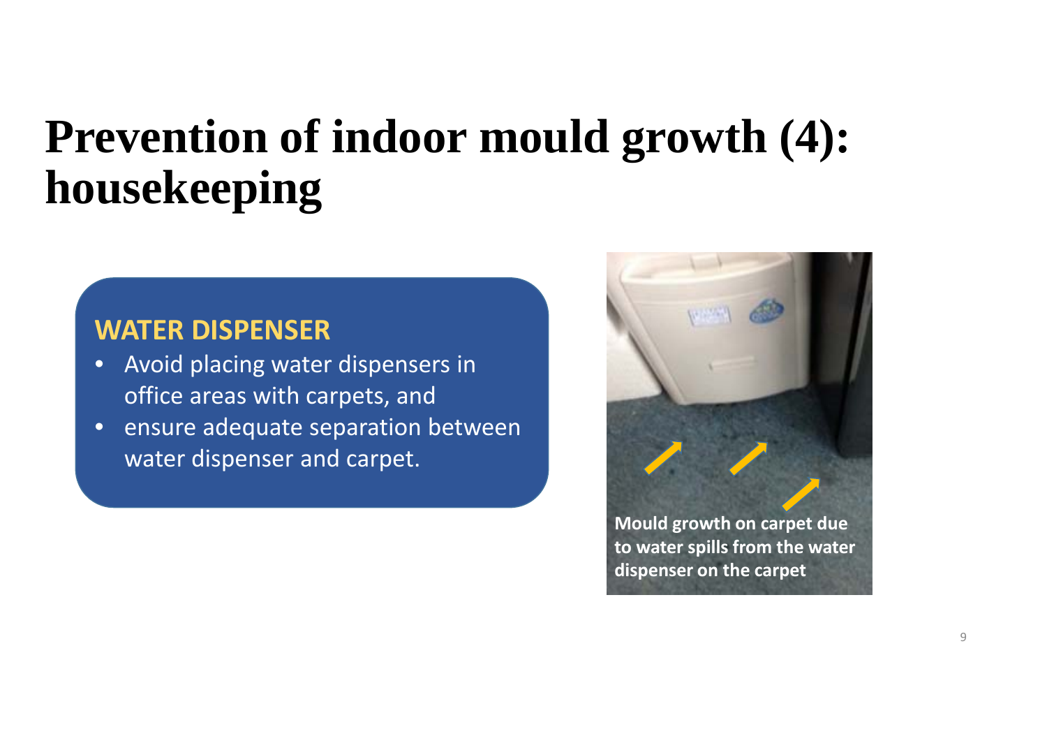# Prevention of indoor mould growth (4): housekeeping

**WATER DISPENSER**

- Avoid placing water dispensers in office areas with carpets, and
- ensure adequate separation between water dispenser and carpet.

**Mould growth on carpet due to water spills from the water dispenser on the carpet**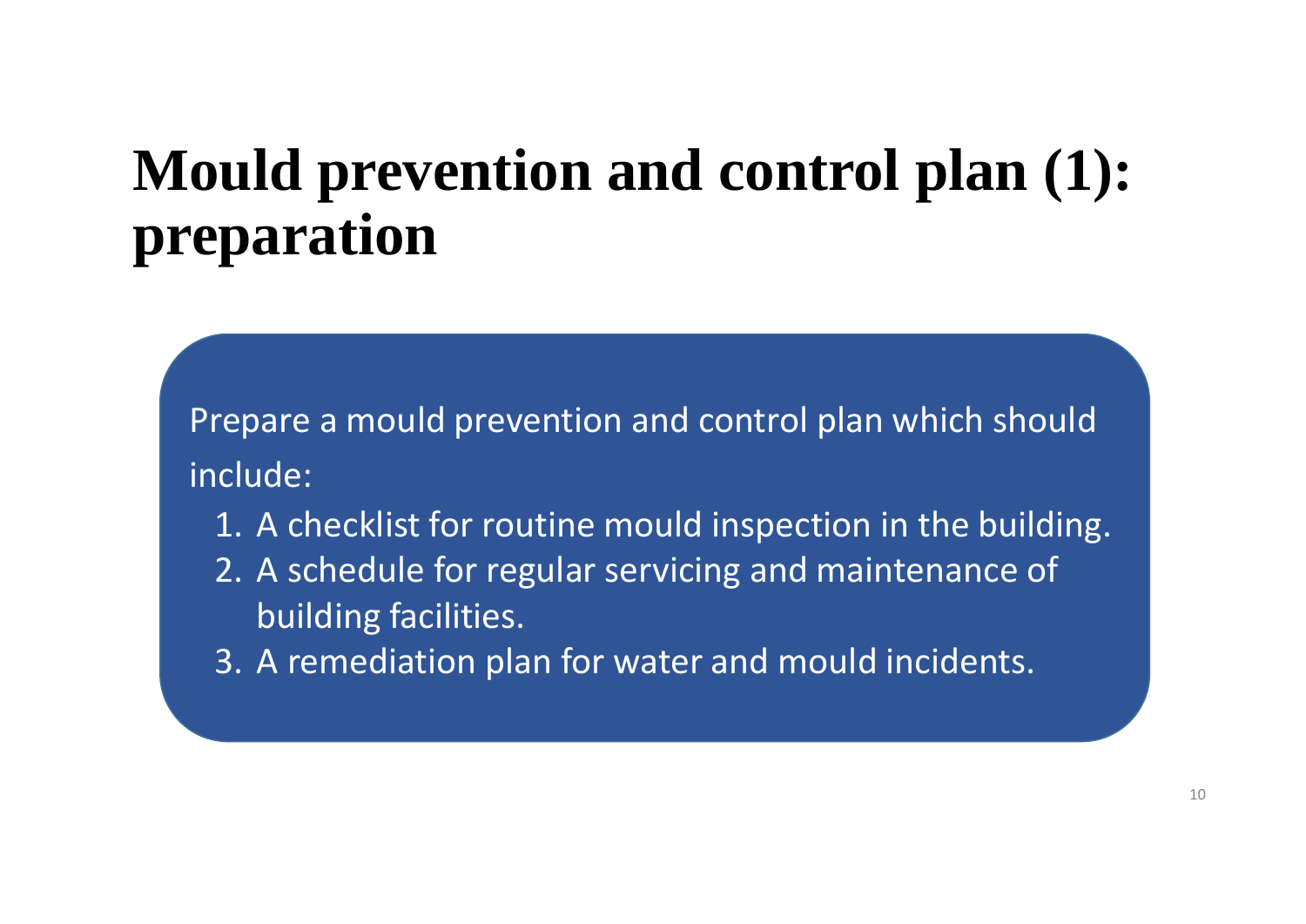# Mould prevention and control plan (1): preparation

Prepare a mould prevention and control plan which should include:

1. A checklist for routine mould inspection in the building.
2. A schedule for regular servicing and maintenance of building facilities.
3. A remediation plan for water and mould incidents.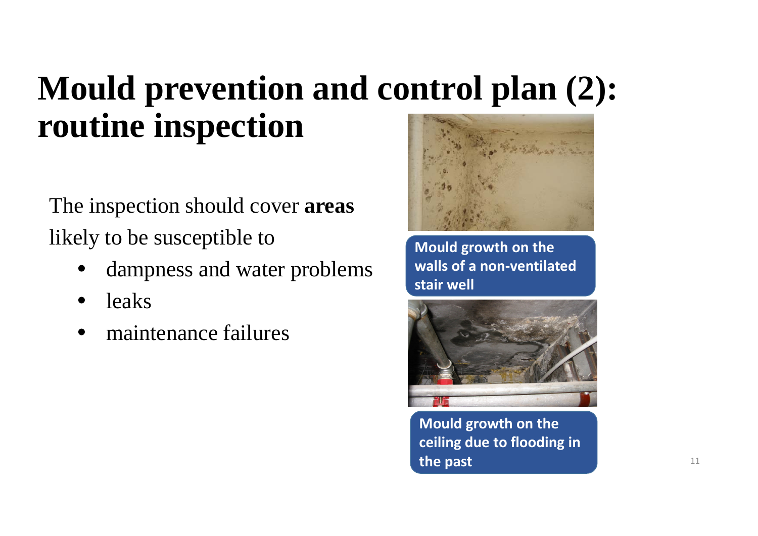# Mould prevention and control plan (2): routine inspection

The inspection should cover **areas** likely to be susceptible to

- dampness and water problems
- leaks
- maintenance failures

**Mould growth on the walls of a non-ventilated stair well**

**Mould growth on the ceiling due to flooding in the past**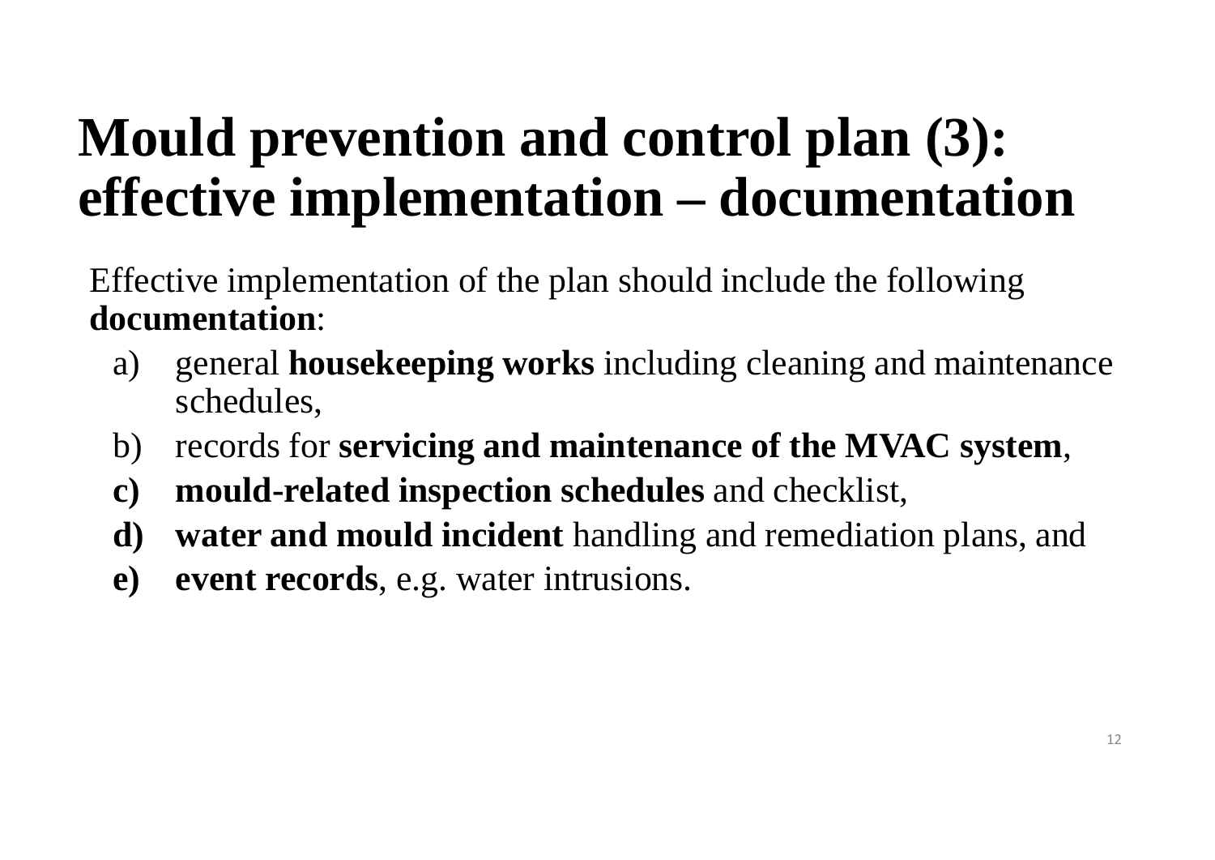# Mould prevention and control plan (3): effective implementation – documentation

Effective implementation of the plan should include the following **documentation**:

a) general **housekeeping works** including cleaning and maintenance schedules,
b) records for **servicing and maintenance of the MVAC system**,
**c)** **mould-related inspection schedules** and checklist,
**d)** **water and mould incident** handling and remediation plans, and
**e)** **event records**, e.g. water intrusions.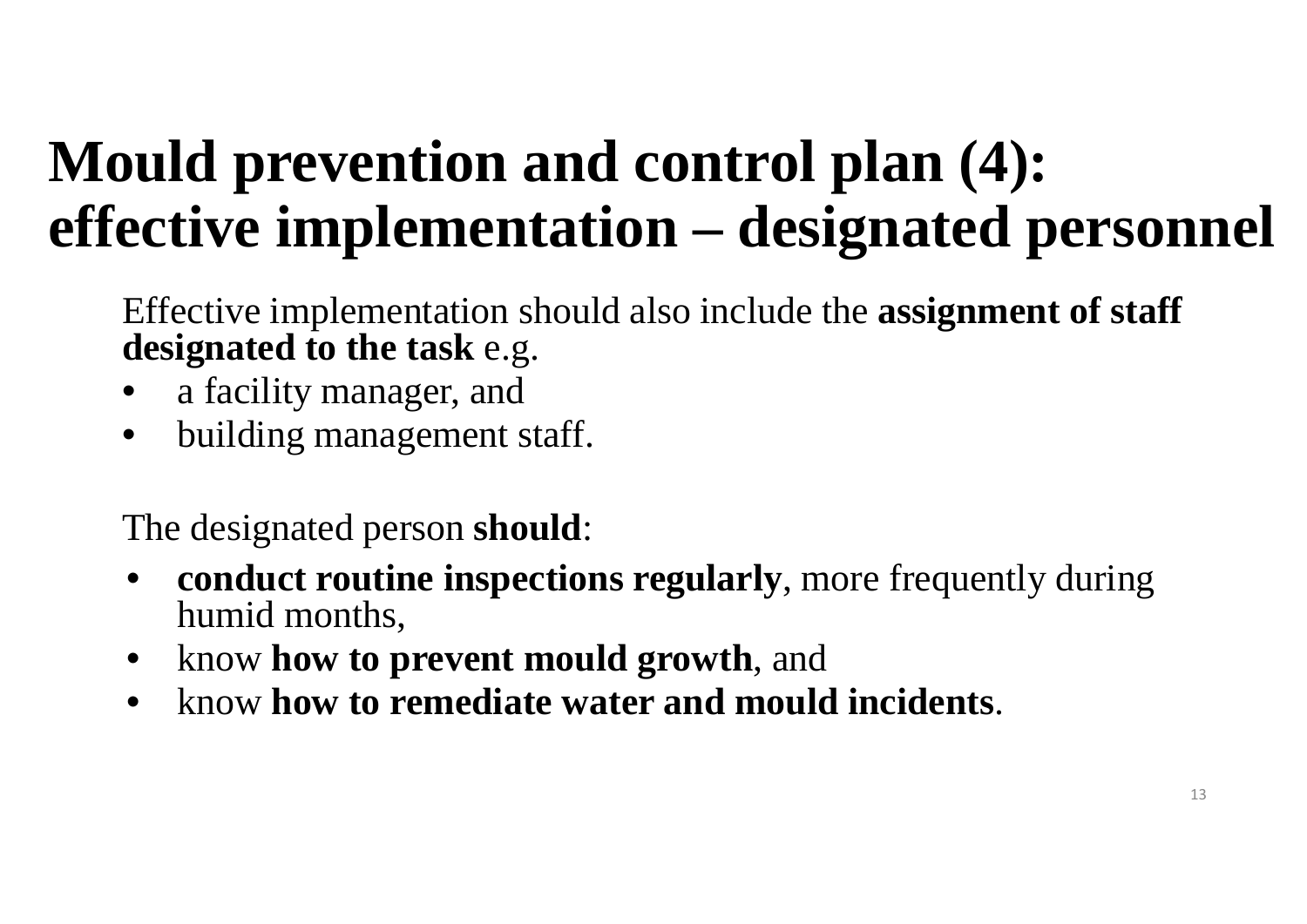# Mould prevention and control plan (4): effective implementation – designated personnel

Effective implementation should also include the **assignment of staff designated to the task** e.g.

- a facility manager, and
- building management staff.

The designated person **should**:

- **conduct routine inspections regularly**, more frequently during humid months,
- know **how to prevent mould growth**, and
- know **how to remediate water and mould incidents**.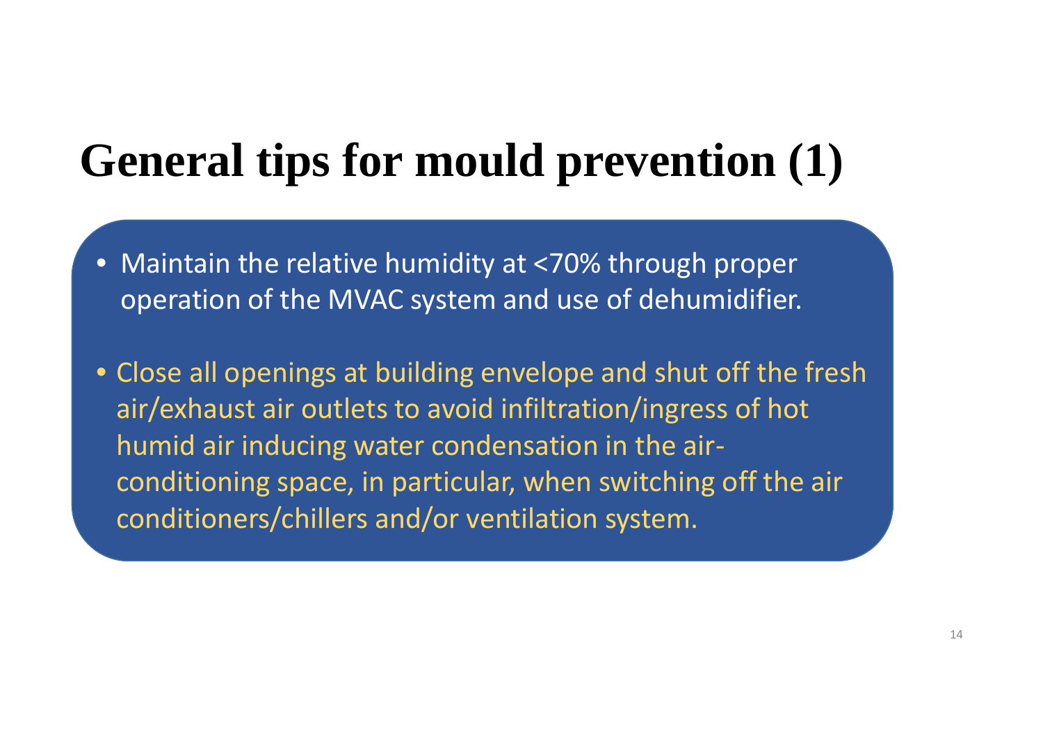# General tips for mould prevention (1)

- Maintain the relative humidity at <70% through proper operation of the MVAC system and use of dehumidifier.
- Close all openings at building envelope and shut off the fresh air/exhaust air outlets to avoid infiltration/ingress of hot humid air inducing water condensation in the air-conditioning space, in particular, when switching off the air conditioners/chillers and/or ventilation system.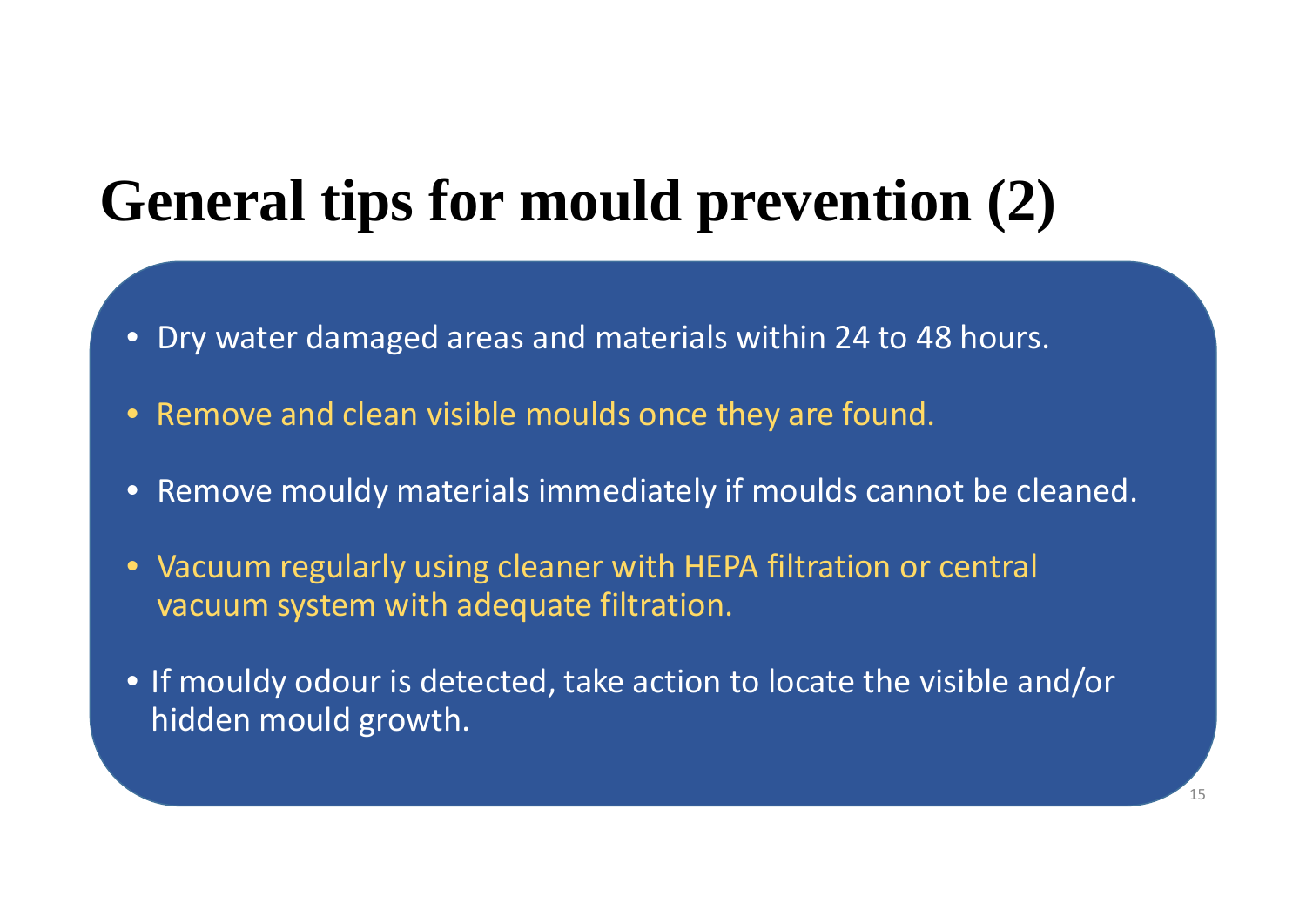# General tips for mould prevention (2)

- Dry water damaged areas and materials within 24 to 48 hours.
- Remove and clean visible moulds once they are found.
- Remove mouldy materials immediately if moulds cannot be cleaned.
- Vacuum regularly using cleaner with HEPA filtration or central vacuum system with adequate filtration.
- If mouldy odour is detected, take action to locate the visible and/or hidden mould growth.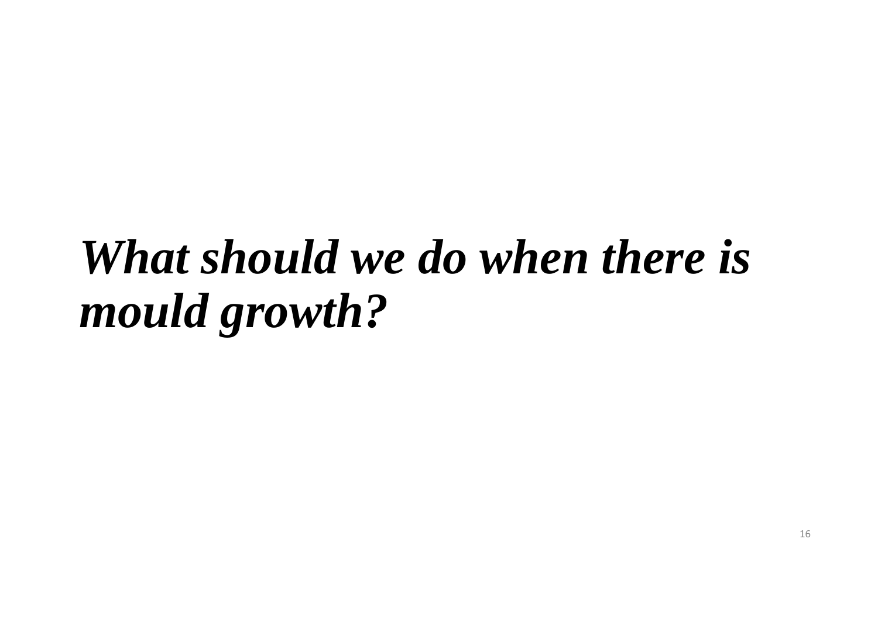# ***What should we do when there is mould growth?***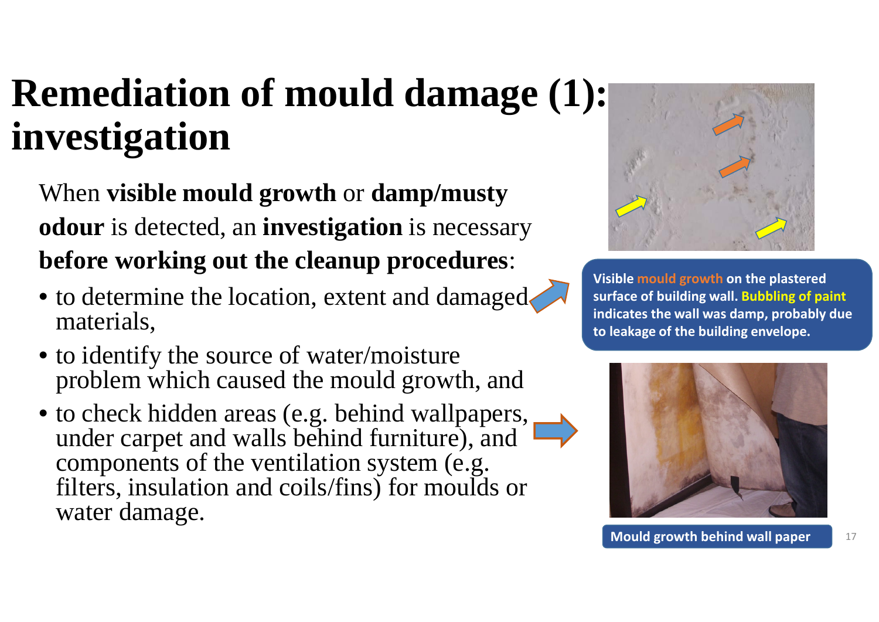# Remediation of mould damage (1): investigation

When **visible mould growth** or **damp/musty odour** is detected, an **investigation** is necessary **before working out the cleanup procedures**:

- to determine the location, extent and damaged materials,
- to identify the source of water/moisture problem which caused the mould growth, and
- to check hidden areas (e.g. behind wallpapers, under carpet and walls behind furniture), and components of the ventilation system (e.g. filters, insulation and coils/fins) for moulds or water damage.

**Visible mould growth on the plastered surface of building wall. Bubbling of paint indicates the wall was damp, probably due to leakage of the building envelope.**

**Mould growth behind wall paper**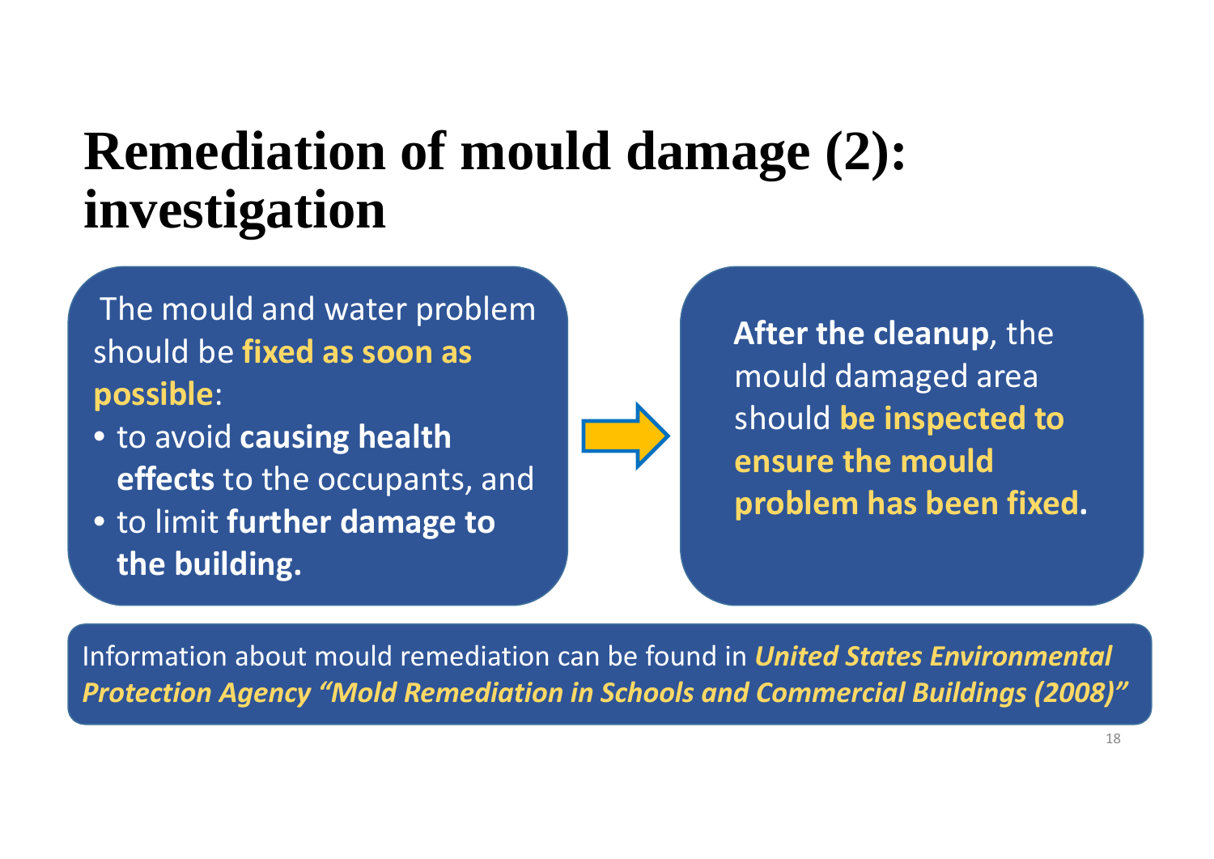# Remediation of mould damage (2): investigation

The mould and water problem should be **fixed as soon as possible**:

- to avoid **causing health effects** to the occupants, and
- to limit **further damage to the building.**

**After the cleanup**, the mould damaged area should **be inspected to ensure the mould problem has been fixed.**

Information about mould remediation can be found in ***United States Environmental Protection Agency "Mold Remediation in Schools and Commercial Buildings (2008)"***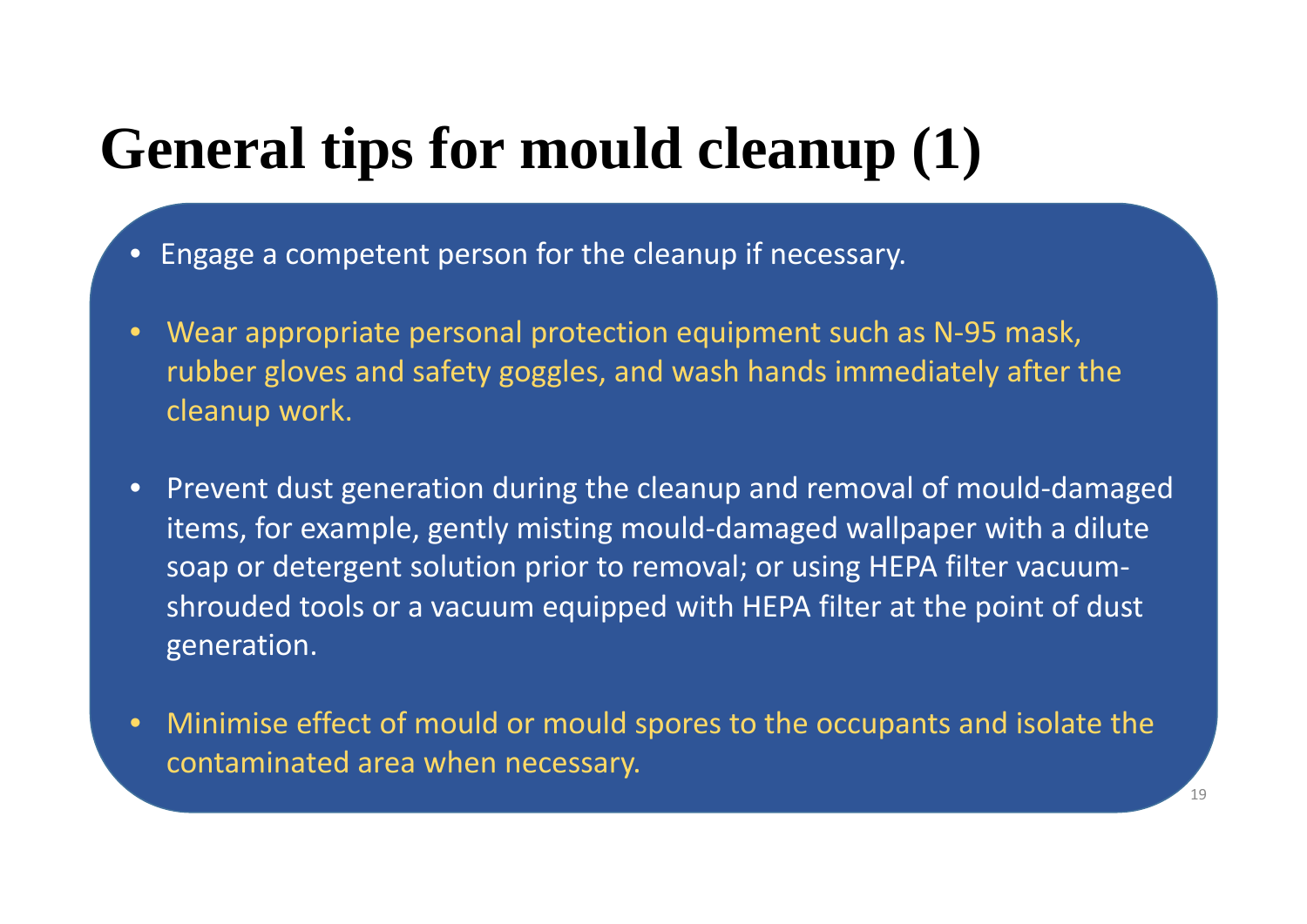# General tips for mould cleanup (1)

- Engage a competent person for the cleanup if necessary.
- Wear appropriate personal protection equipment such as N-95 mask, rubber gloves and safety goggles, and wash hands immediately after the cleanup work.
- Prevent dust generation during the cleanup and removal of mould-damaged items, for example, gently misting mould-damaged wallpaper with a dilute soap or detergent solution prior to removal; or using HEPA filter vacuum-shrouded tools or a vacuum equipped with HEPA filter at the point of dust generation.
- Minimise effect of mould or mould spores to the occupants and isolate the contaminated area when necessary.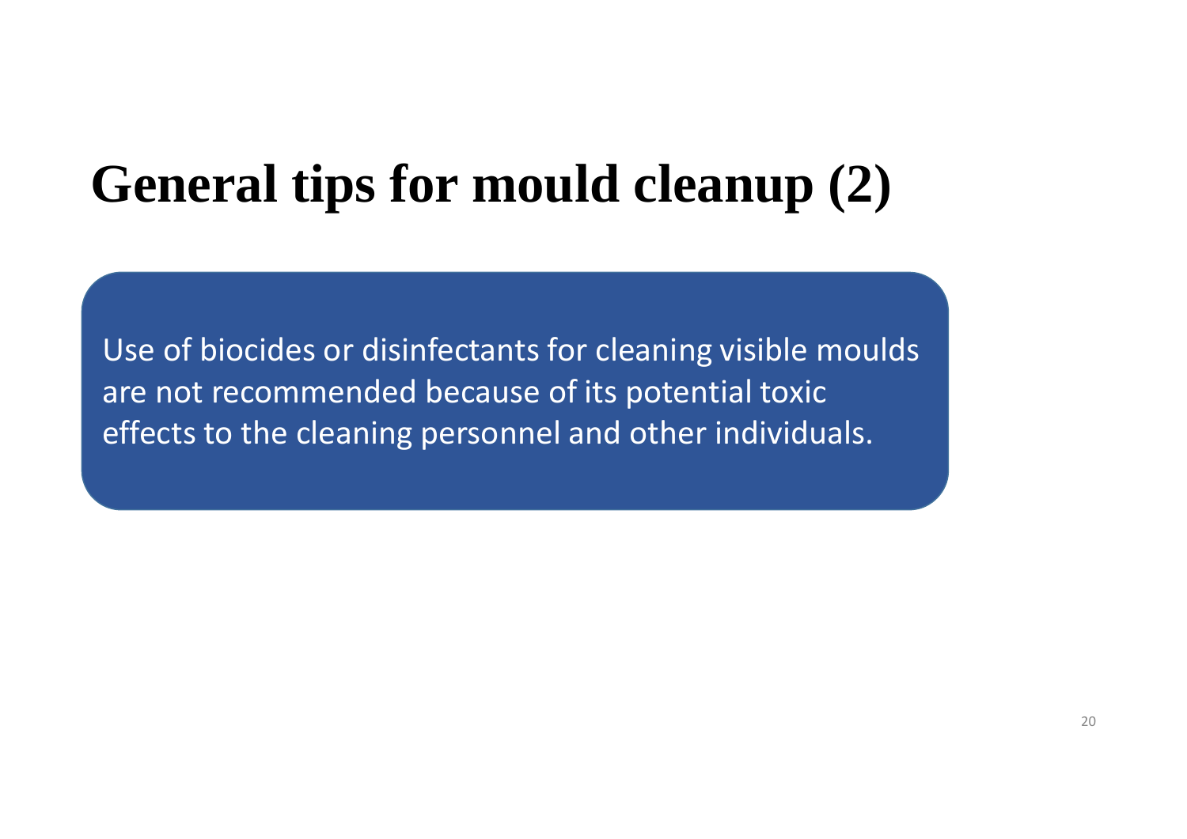# General tips for mould cleanup (2)

Use of biocides or disinfectants for cleaning visible moulds are not recommended because of its potential toxic effects to the cleaning personnel and other individuals.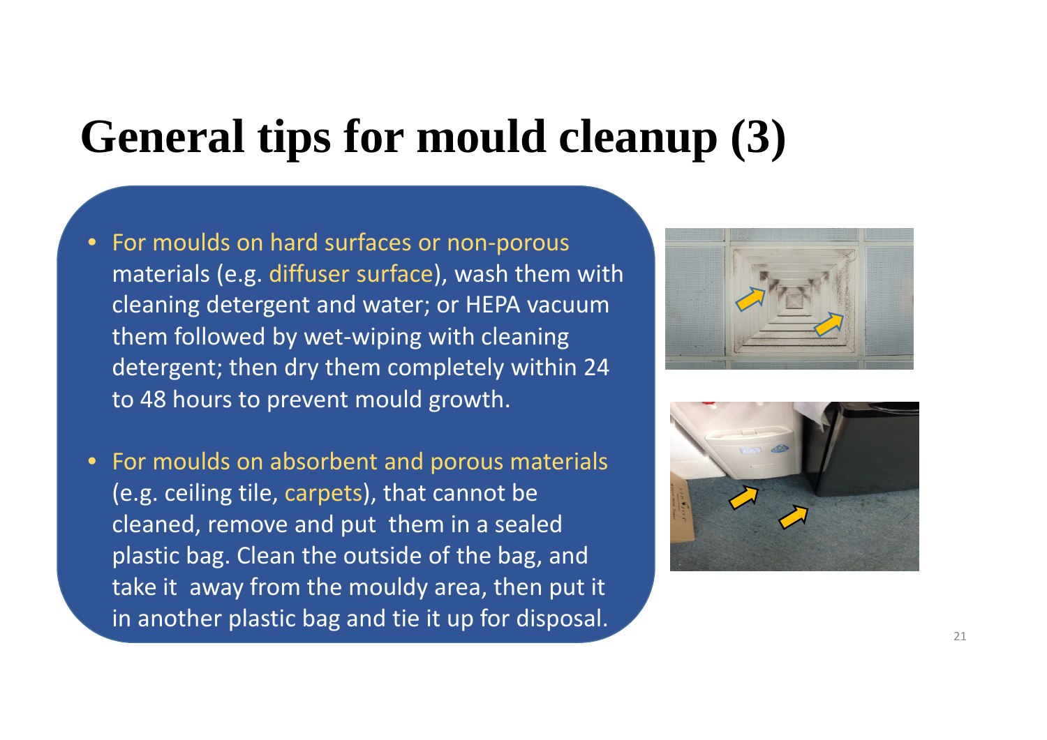# General tips for mould cleanup (3)

- For moulds on hard surfaces or non-porous materials (e.g. diffuser surface), wash them with cleaning detergent and water; or HEPA vacuum them followed by wet-wiping with cleaning detergent; then dry them completely within 24 to 48 hours to prevent mould growth.

- For moulds on absorbent and porous materials (e.g. ceiling tile, carpets), that cannot be cleaned, remove and put them in a sealed plastic bag. Clean the outside of the bag, and take it away from the mouldy area, then put it in another plastic bag and tie it up for disposal.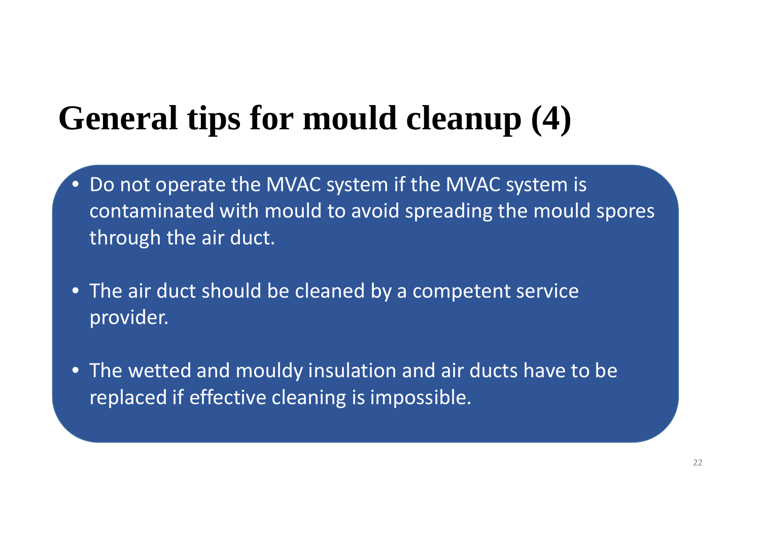# General tips for mould cleanup (4)

- Do not operate the MVAC system if the MVAC system is contaminated with mould to avoid spreading the mould spores through the air duct.
- The air duct should be cleaned by a competent service provider.
- The wetted and mouldy insulation and air ducts have to be replaced if effective cleaning is impossible.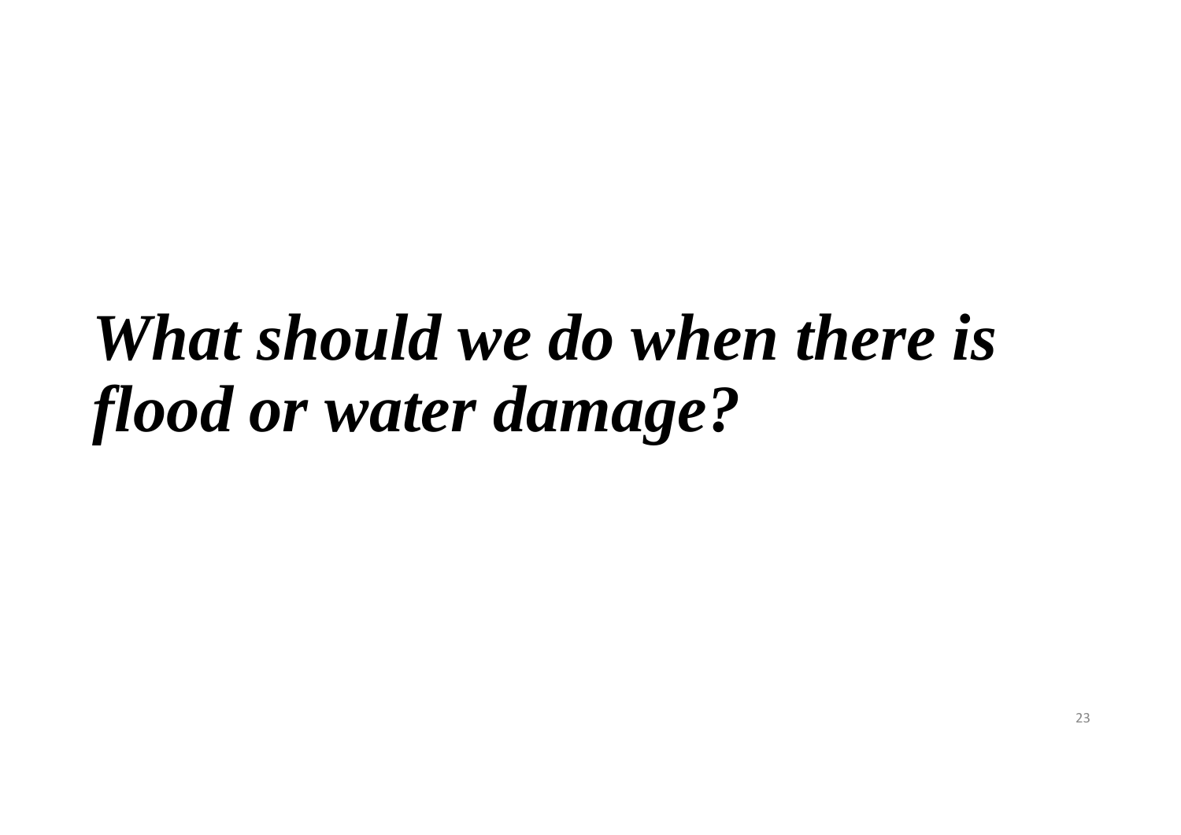# *What should we do when there is flood or water damage?*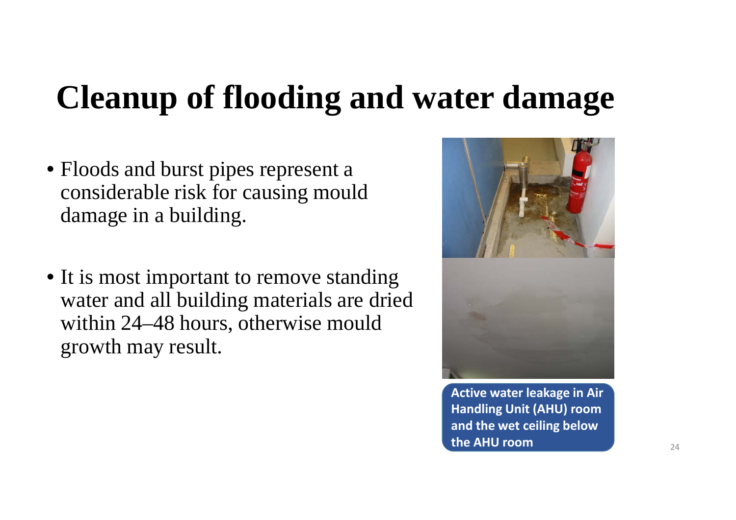# Cleanup of flooding and water damage

- Floods and burst pipes represent a considerable risk for causing mould damage in a building.

- It is most important to remove standing water and all building materials are dried within 24–48 hours, otherwise mould growth may result.

**Active water leakage in Air Handling Unit (AHU) room and the wet ceiling below the AHU room**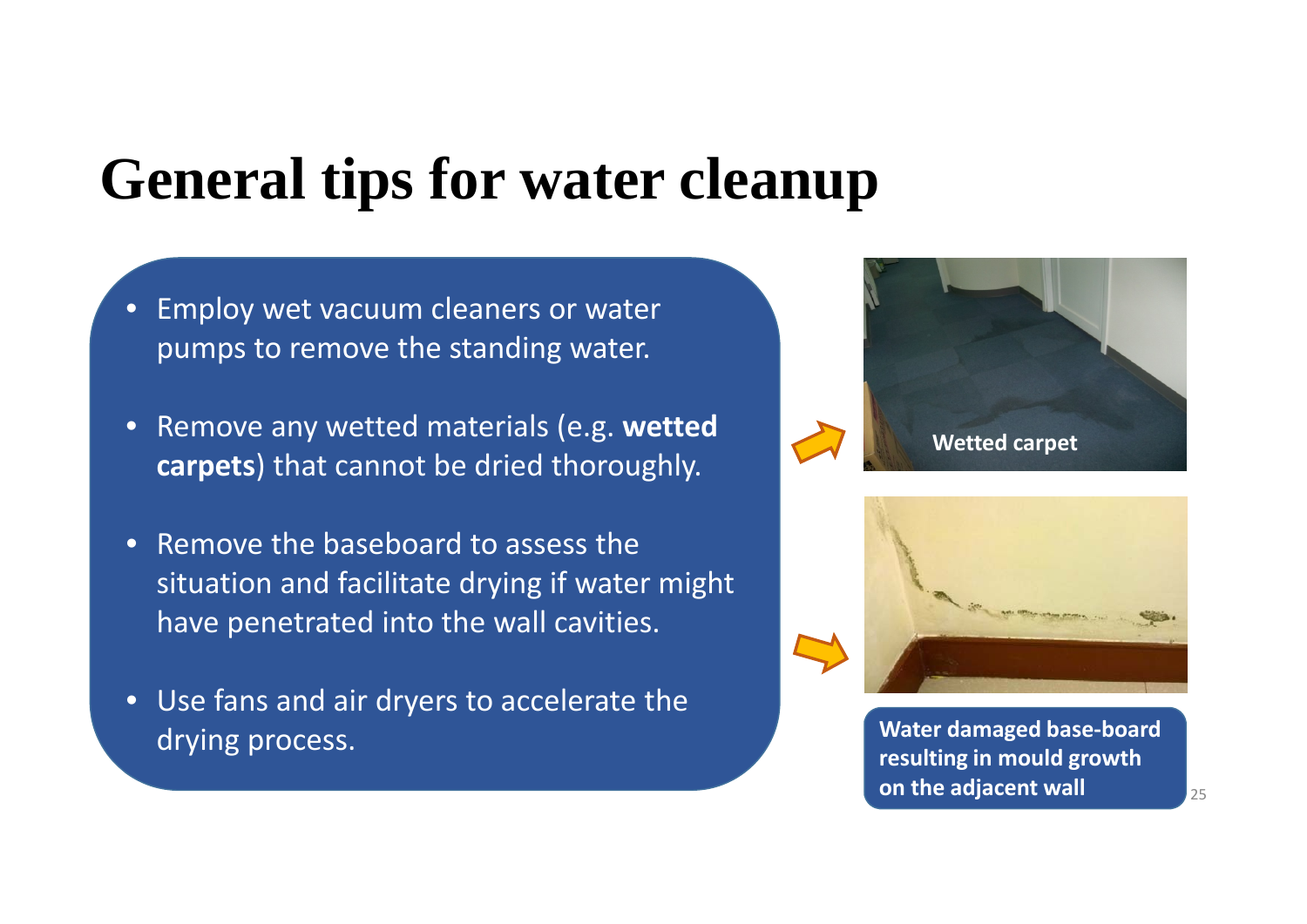# General tips for water cleanup

- Employ wet vacuum cleaners or water pumps to remove the standing water.
- Remove any wetted materials (e.g. **wetted carpets**) that cannot be dried thoroughly.
- Remove the baseboard to assess the situation and facilitate drying if water might have penetrated into the wall cavities.
- Use fans and air dryers to accelerate the drying process.

**Wetted carpet**

**Water damaged base-board resulting in mould growth on the adjacent wall**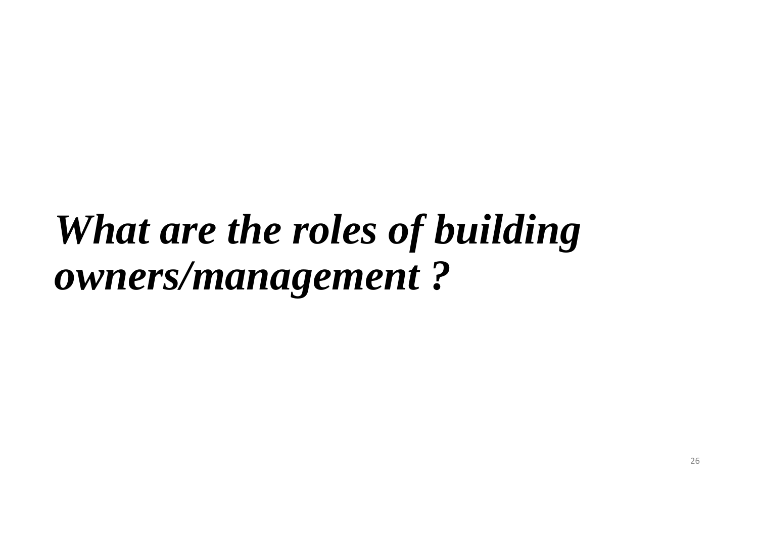# *What are the roles of building owners/management ?*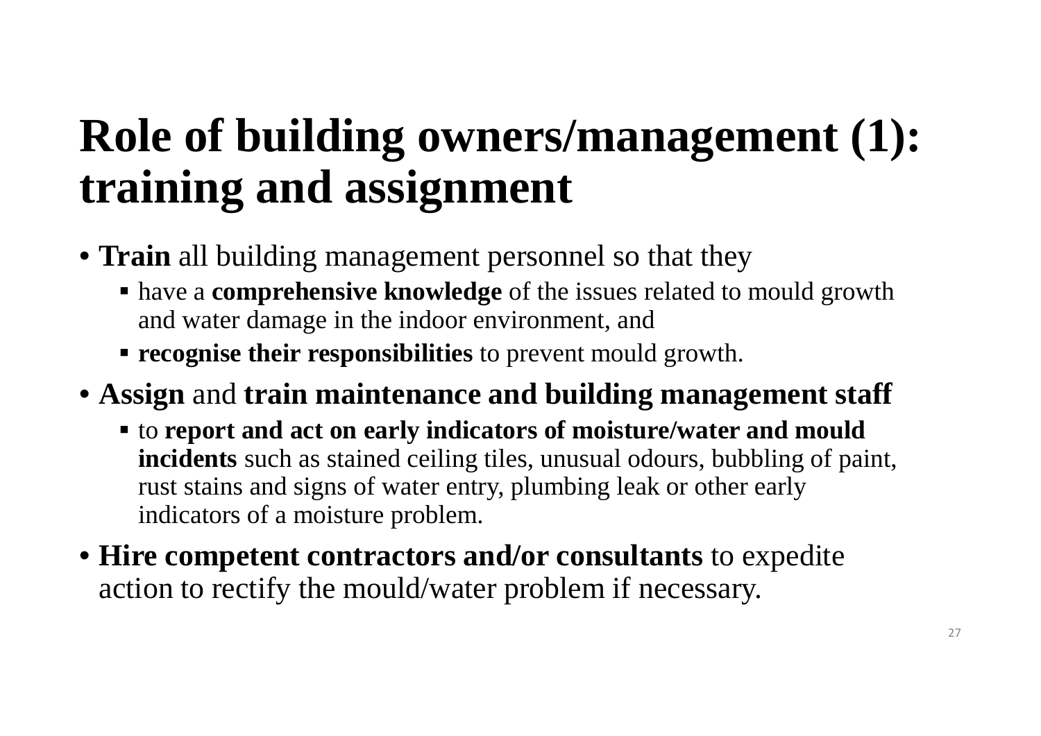# Role of building owners/management (1): training and assignment

- **Train** all building management personnel so that they
  - have a **comprehensive knowledge** of the issues related to mould growth and water damage in the indoor environment, and
  - **recognise their responsibilities** to prevent mould growth.
- **Assign** and **train maintenance and building management staff**
  - to **report and act on early indicators of moisture/water and mould incidents** such as stained ceiling tiles, unusual odours, bubbling of paint, rust stains and signs of water entry, plumbing leak or other early indicators of a moisture problem.
- **Hire competent contractors and/or consultants** to expedite action to rectify the mould/water problem if necessary.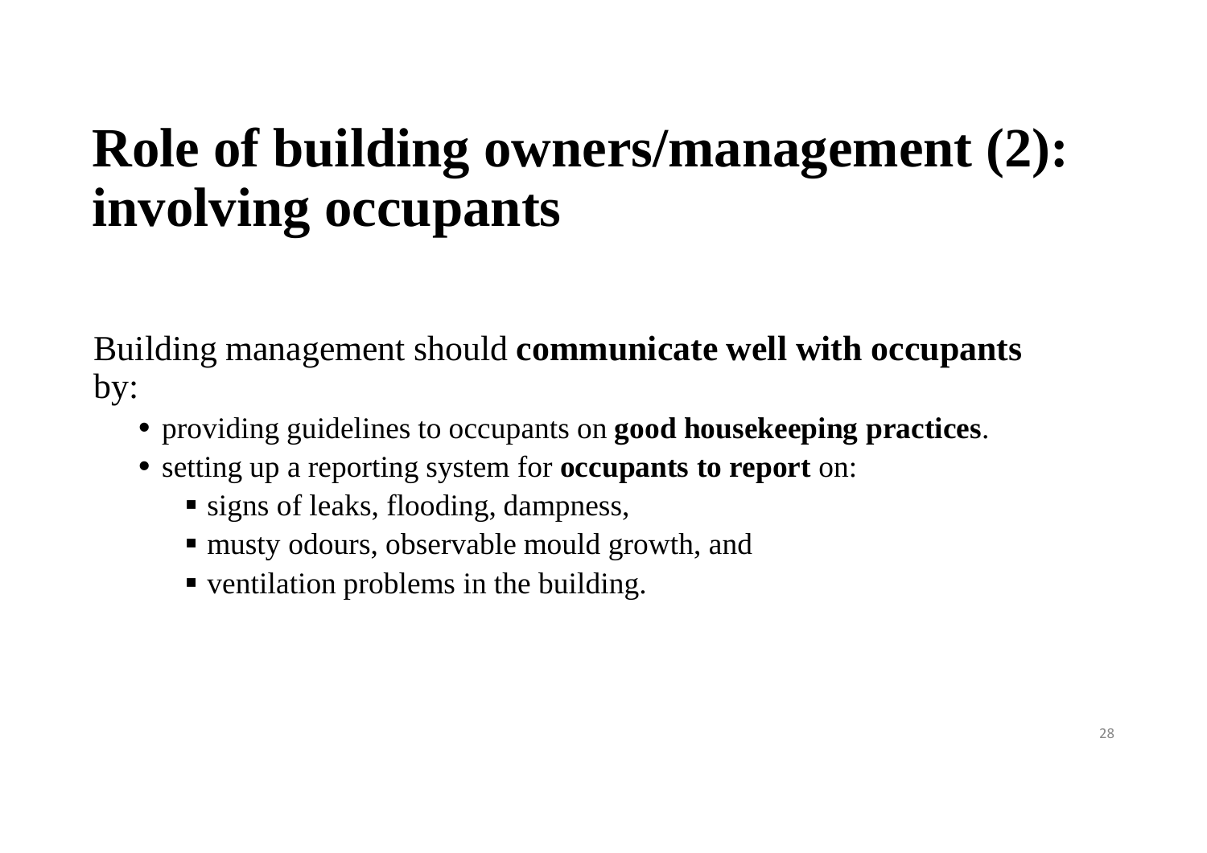# Role of building owners/management (2): involving occupants

Building management should **communicate well with occupants** by:

- providing guidelines to occupants on **good housekeeping practices**.
- setting up a reporting system for **occupants to report** on:
  - signs of leaks, flooding, dampness,
  - musty odours, observable mould growth, and
  - ventilation problems in the building.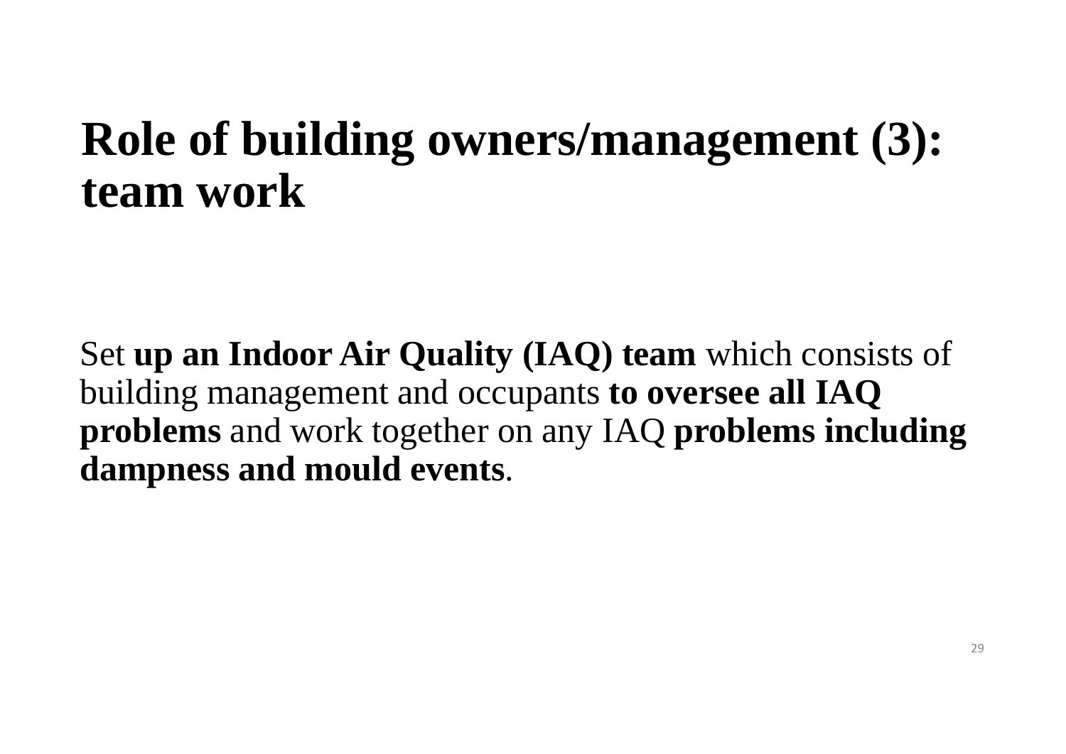# Role of building owners/management (3): team work

Set **up an Indoor Air Quality (IAQ) team** which consists of building management and occupants **to oversee all IAQ problems** and work together on any IAQ **problems including dampness and mould events**.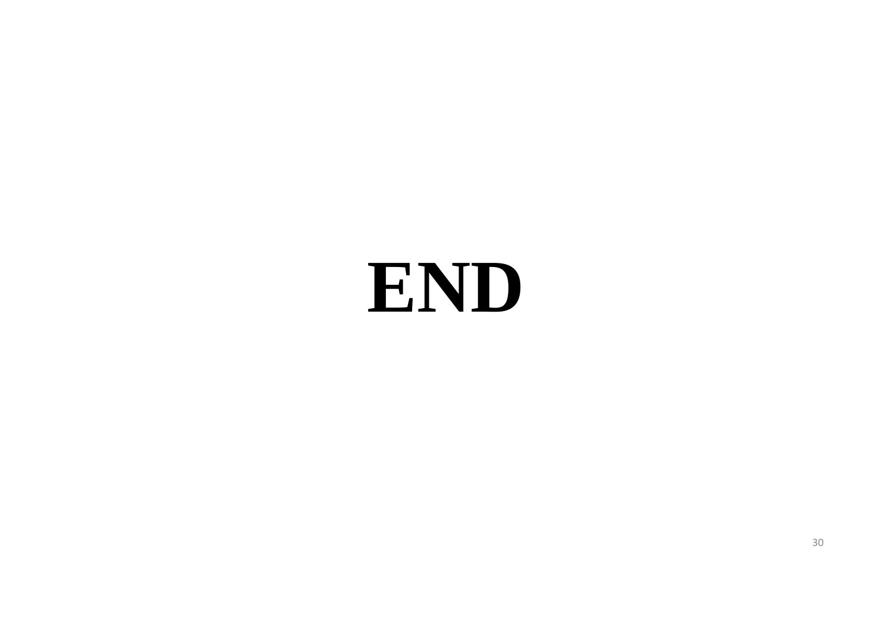# END